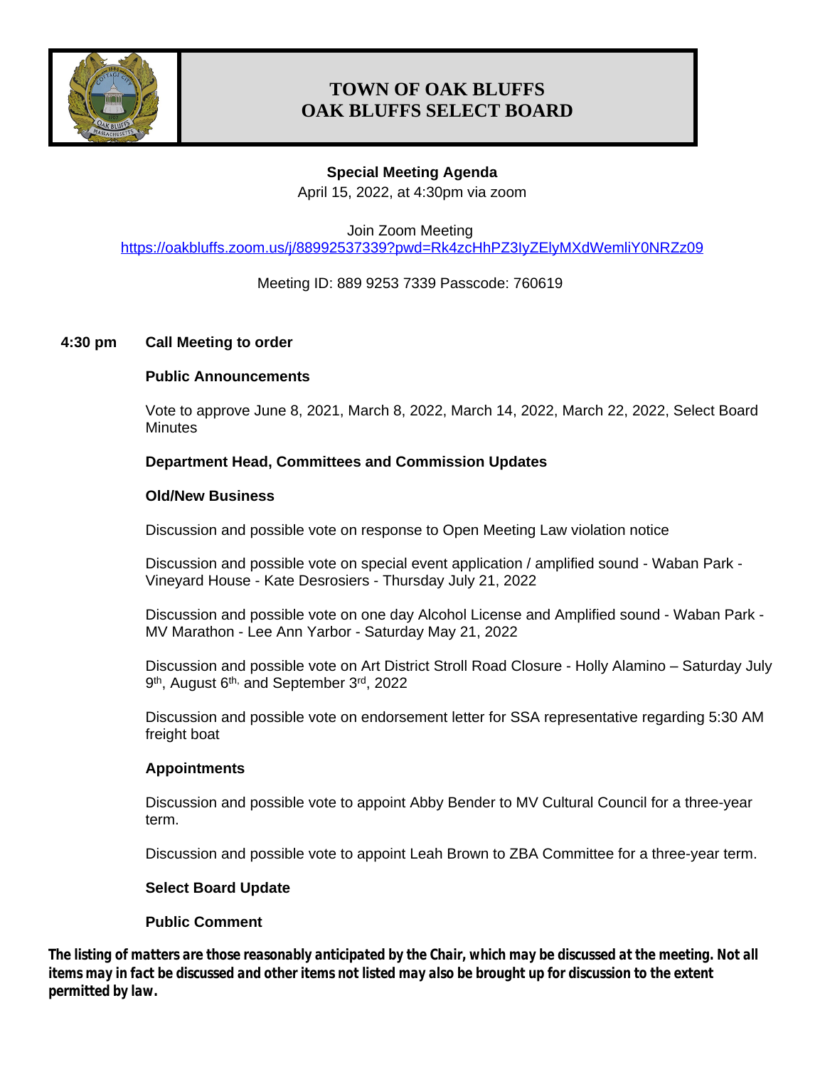# TOWN OF OAK BLUFFS
# OAK BLUFFS SELECT BOARD

**Special Meeting Agenda**

April 15, 2022, at 4:30pm via zoom

Join Zoom Meeting
https://oakbluffs.zoom.us/j/88992537339?pwd=Rk4zcHhPZ3IyZElyMXdWemliY0NRZz09

Meeting ID: 889 9253 7339 Passcode: 760619

**4:30 pm Call Meeting to order**

**Public Announcements**

Vote to approve June 8, 2021, March 8, 2022, March 14, 2022, March 22, 2022, Select Board Minutes

**Department Head, Committees and Commission Updates**

**Old/New Business**

Discussion and possible vote on response to Open Meeting Law violation notice

Discussion and possible vote on special event application / amplified sound - Waban Park - Vineyard House - Kate Desrosiers - Thursday July 21, 2022

Discussion and possible vote on one day Alcohol License and Amplified sound - Waban Park - MV Marathon - Lee Ann Yarbor - Saturday May 21, 2022

Discussion and possible vote on Art District Stroll Road Closure - Holly Alamino – Saturday July 9th, August 6th, and September 3rd, 2022

Discussion and possible vote on endorsement letter for SSA representative regarding 5:30 AM freight boat

**Appointments**

Discussion and possible vote to appoint Abby Bender to MV Cultural Council for a three-year term.

Discussion and possible vote to appoint Leah Brown to ZBA Committee for a three-year term.

**Select Board Update**

**Public Comment**

***The listing of matters are those reasonably anticipated by the Chair, which may be discussed at the meeting. Not all items may in fact be discussed and other items not listed may also be brought up for discussion to the extent permitted by law.***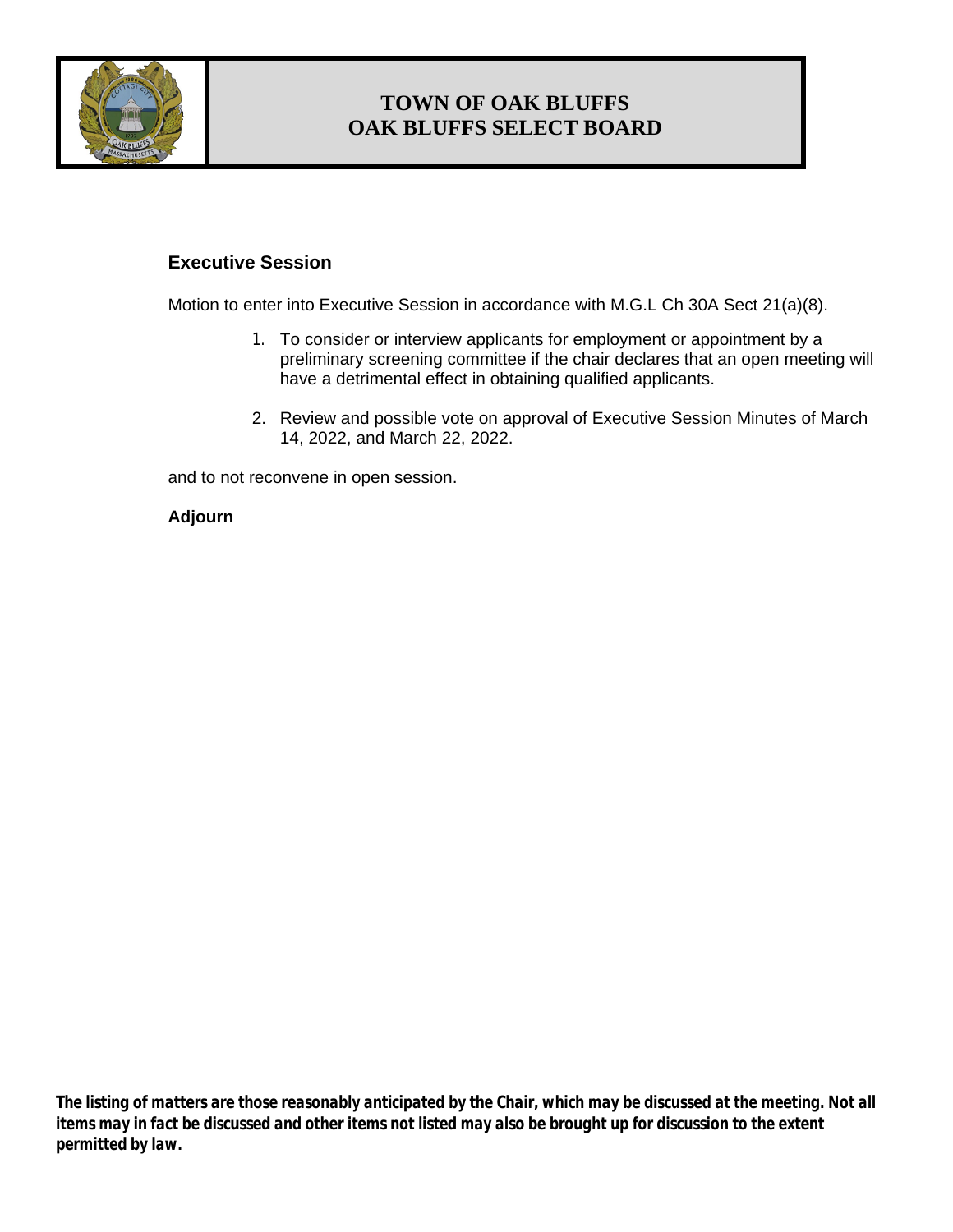# TOWN OF OAK BLUFFS
# OAK BLUFFS SELECT BOARD

### Executive Session

Motion to enter into Executive Session in accordance with M.G.L Ch 30A Sect 21(a)(8).

1. To consider or interview applicants for employment or appointment by a preliminary screening committee if the chair declares that an open meeting will have a detrimental effect in obtaining qualified applicants.

2. Review and possible vote on approval of Executive Session Minutes of March 14, 2022, and March 22, 2022.

and to not reconvene in open session.

**Adjourn**

***The listing of matters are those reasonably anticipated by the Chair, which may be discussed at the meeting. Not all items may in fact be discussed and other items not listed may also be brought up for discussion to the extent permitted by law.***